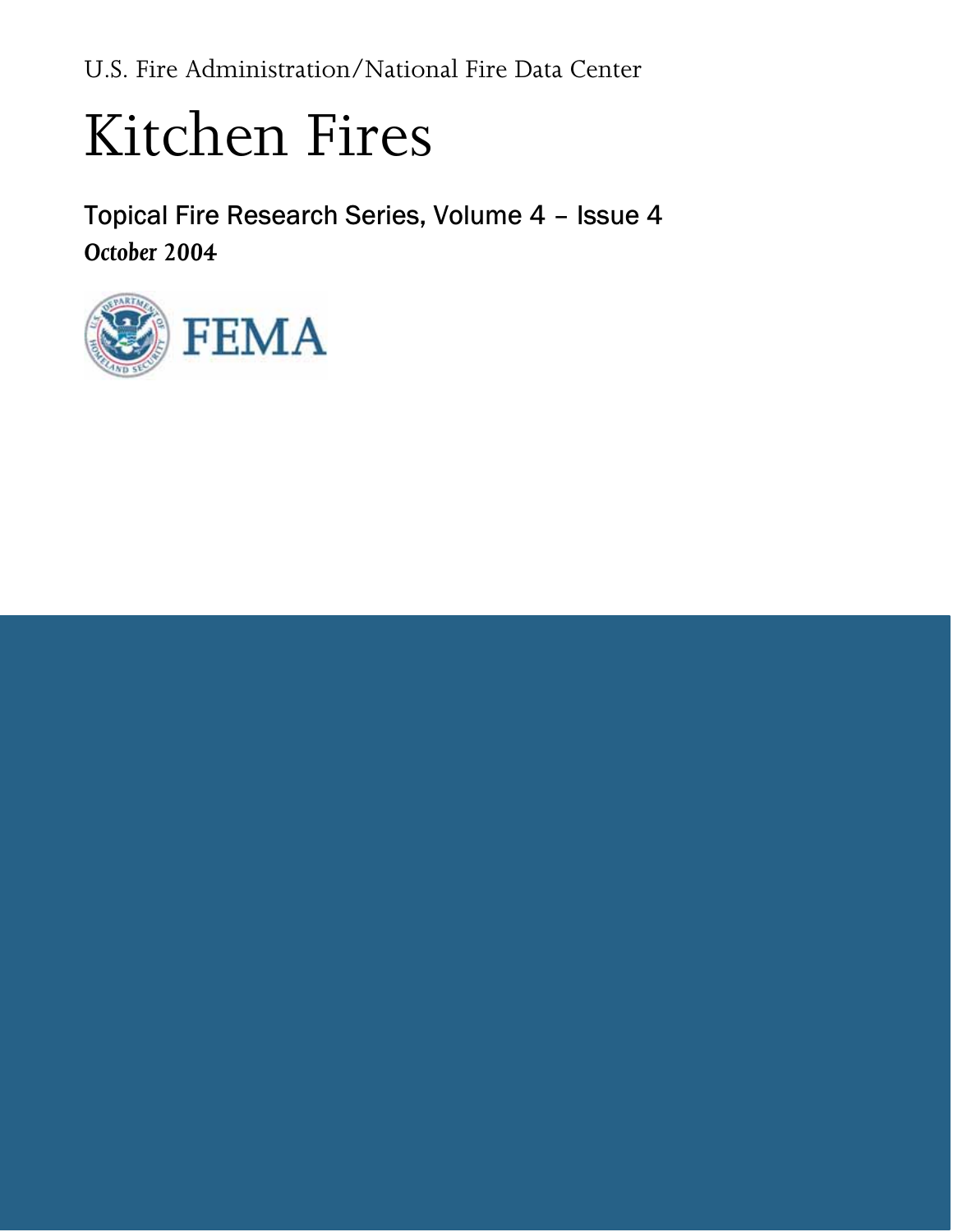U.S. Fire Administration/National Fire Data Center

# Kitchen Fires

Topical Fire Research Series, Volume 4 – Issue 4

*October 2004*

FEMA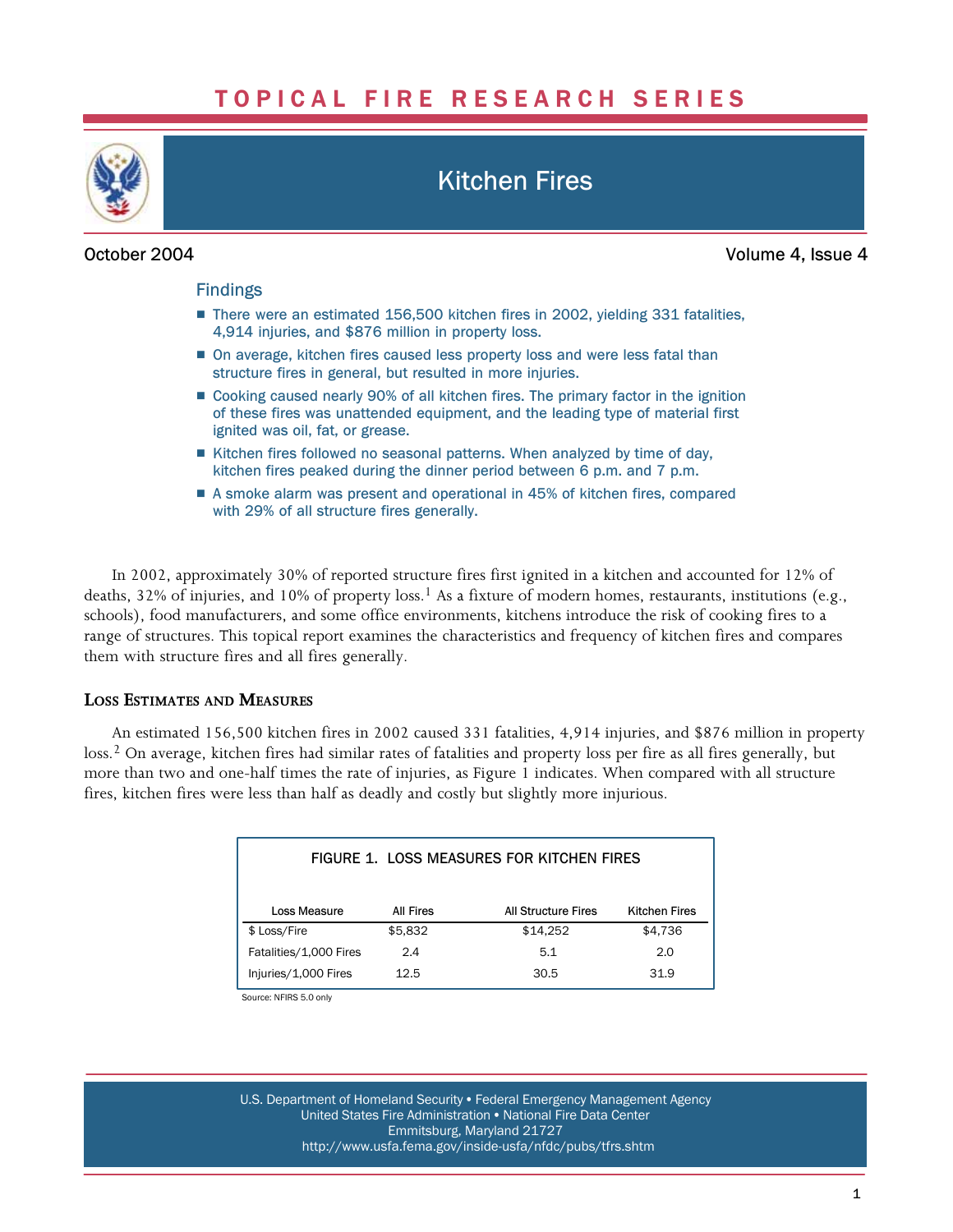# TOPICAL FIRE RESEARCH SERIES

## Kitchen Fires

October 2004 Volume 4, Issue 4

### Findings

- There were an estimated 156,500 kitchen fires in 2002, yielding 331 fatalities, 4,914 injuries, and $876 million in property loss.
- On average, kitchen fires caused less property loss and were less fatal than structure fires in general, but resulted in more injuries.
- Cooking caused nearly 90% of all kitchen fires. The primary factor in the ignition of these fires was unattended equipment, and the leading type of material first ignited was oil, fat, or grease.
- Kitchen fires followed no seasonal patterns. When analyzed by time of day, kitchen fires peaked during the dinner period between 6 p.m. and 7 p.m.
- A smoke alarm was present and operational in 45% of kitchen fires, compared with 29% of all structure fires generally.

In 2002, approximately 30% of reported structure fires first ignited in a kitchen and accounted for 12% of deaths, 32% of injuries, and 10% of property loss.[1] As a fixture of modern homes, restaurants, institutions (e.g., schools), food manufacturers, and some office environments, kitchens introduce the risk of cooking fires to a range of structures. This topical report examines the characteristics and frequency of kitchen fires and compares them with structure fires and all fires generally.

### Loss Estimates and Measures

An estimated 156,500 kitchen fires in 2002 caused 331 fatalities, 4,914 injuries, and $876 million in property loss.[2] On average, kitchen fires had similar rates of fatalities and property loss per fire as all fires generally, but more than two and one-half times the rate of injuries, as Figure 1 indicates. When compared with all structure fires, kitchen fires were less than half as deadly and costly but slightly more injurious.

FIGURE 1. LOSS MEASURES FOR KITCHEN FIRES

| Loss Measure | All Fires | All Structure Fires | Kitchen Fires |
|---|---|---|---|
| $ Loss/Fire | $5,832 | $14,252 | $4,736 |
| Fatalities/1,000 Fires | 2.4 | 5.1 | 2.0 |
| Injuries/1,000 Fires | 12.5 | 30.5 | 31.9 |

Source: NFIRS 5.0 only

U.S. Department of Homeland Security • Federal Emergency Management Agency
United States Fire Administration • National Fire Data Center
Emmitsburg, Maryland 21727
http://www.usfa.fema.gov/inside-usfa/nfdc/pubs/tfrs.shtm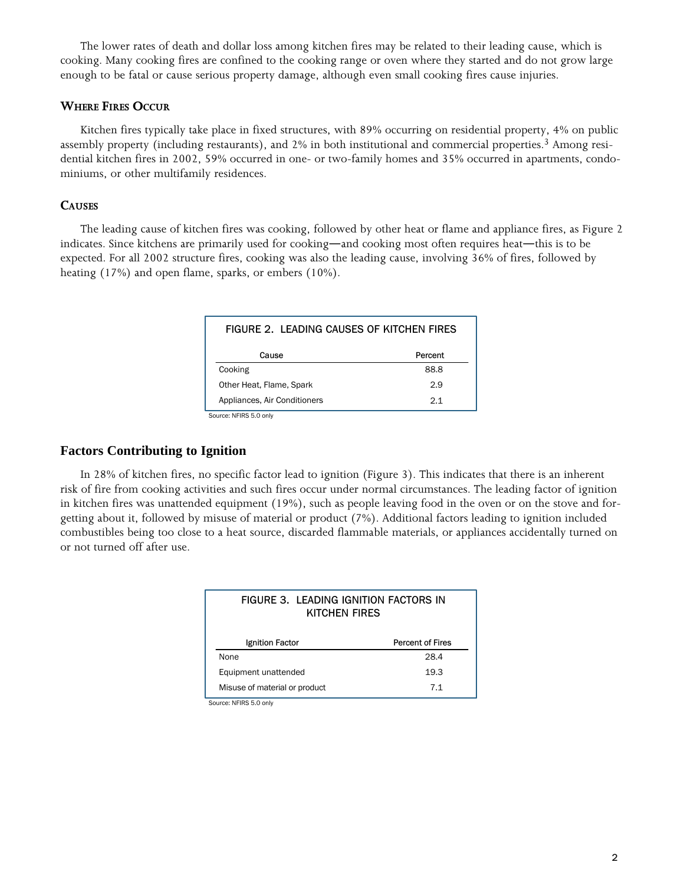The lower rates of death and dollar loss among kitchen fires may be related to their leading cause, which is cooking. Many cooking fires are confined to the cooking range or oven where they started and do not grow large enough to be fatal or cause serious property damage, although even small cooking fires cause injuries.

### Where Fires Occur

Kitchen fires typically take place in fixed structures, with 89% occurring on residential property, 4% on public assembly property (including restaurants), and 2% in both institutional and commercial properties.[3] Among residential kitchen fires in 2002, 59% occurred in one- or two-family homes and 35% occurred in apartments, condominiums, or other multifamily residences.

### Causes

The leading cause of kitchen fires was cooking, followed by other heat or flame and appliance fires, as Figure 2 indicates. Since kitchens are primarily used for cooking—and cooking most often requires heat—this is to be expected. For all 2002 structure fires, cooking was also the leading cause, involving 36% of fires, followed by heating (17%) and open flame, sparks, or embers (10%).

FIGURE 2. LEADING CAUSES OF KITCHEN FIRES

| Cause | Percent |
|---|---|
| Cooking | 88.8 |
| Other Heat, Flame, Spark | 2.9 |
| Appliances, Air Conditioners | 2.1 |

Source: NFIRS 5.0 only

## Factors Contributing to Ignition

In 28% of kitchen fires, no specific factor lead to ignition (Figure 3). This indicates that there is an inherent risk of fire from cooking activities and such fires occur under normal circumstances. The leading factor of ignition in kitchen fires was unattended equipment (19%), such as people leaving food in the oven or on the stove and forgetting about it, followed by misuse of material or product (7%). Additional factors leading to ignition included combustibles being too close to a heat source, discarded flammable materials, or appliances accidentally turned on or not turned off after use.

FIGURE 3. LEADING IGNITION FACTORS IN KITCHEN FIRES

| Ignition Factor | Percent of Fires |
|---|---|
| None | 28.4 |
| Equipment unattended | 19.3 |
| Misuse of material or product | 7.1 |

Source: NFIRS 5.0 only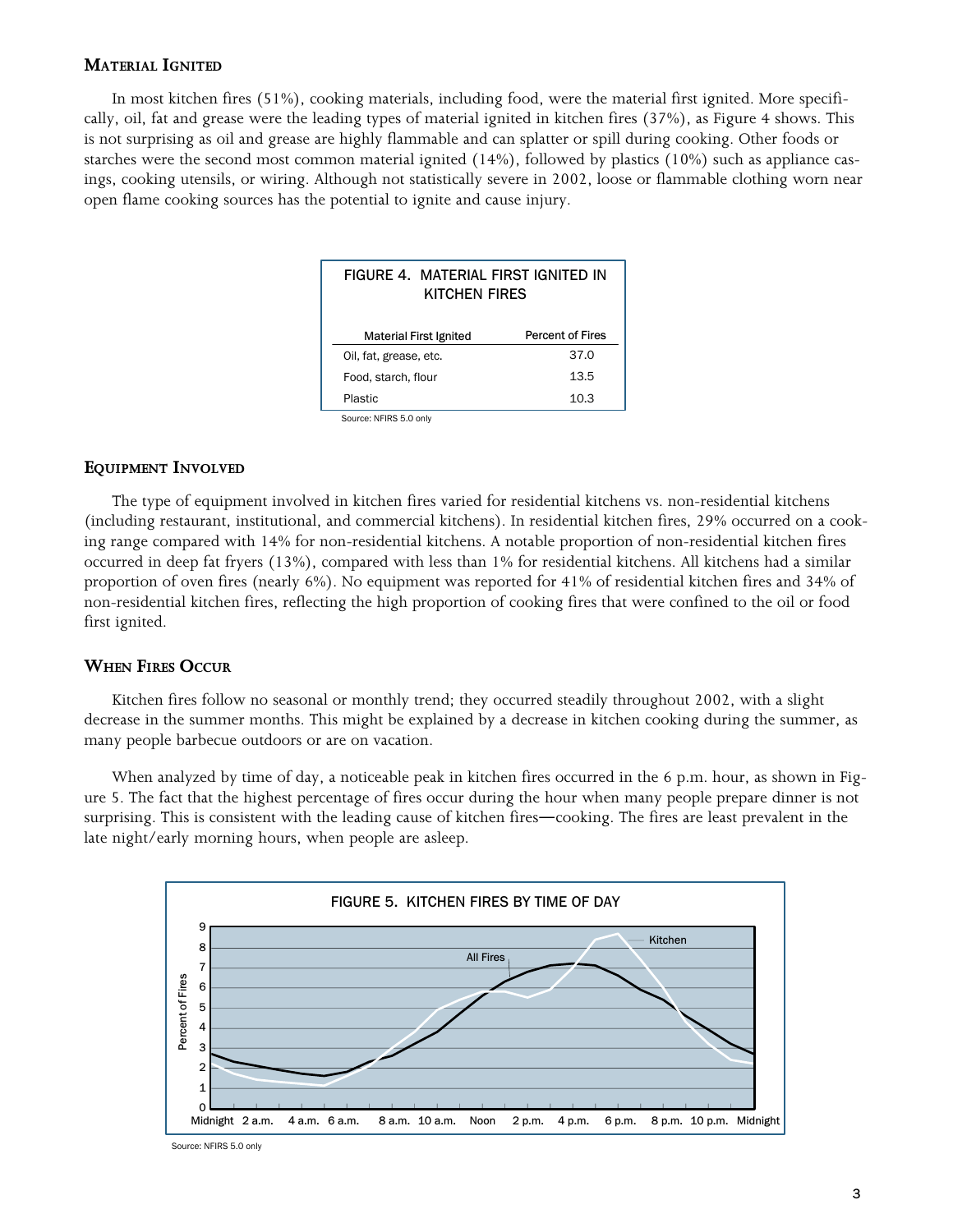## Material Ignited

In most kitchen fires (51%), cooking materials, including food, were the material first ignited. More specifically, oil, fat and grease were the leading types of material ignited in kitchen fires (37%), as Figure 4 shows. This is not surprising as oil and grease are highly flammable and can splatter or spill during cooking. Other foods or starches were the second most common material ignited (14%), followed by plastics (10%) such as appliance casings, cooking utensils, or wiring. Although not statistically severe in 2002, loose or flammable clothing worn near open flame cooking sources has the potential to ignite and cause injury.

FIGURE 4. MATERIAL FIRST IGNITED IN KITCHEN FIRES

| Material First Ignited | Percent of Fires |
|---|---|
| Oil, fat, grease, etc. | 37.0 |
| Food, starch, flour | 13.5 |
| Plastic | 10.3 |

Source: NFIRS 5.0 only

## Equipment Involved

The type of equipment involved in kitchen fires varied for residential kitchens vs. non-residential kitchens (including restaurant, institutional, and commercial kitchens). In residential kitchen fires, 29% occurred on a cooking range compared with 14% for non-residential kitchens. A notable proportion of non-residential kitchen fires occurred in deep fat fryers (13%), compared with less than 1% for residential kitchens. All kitchens had a similar proportion of oven fires (nearly 6%). No equipment was reported for 41% of residential kitchen fires and 34% of non-residential kitchen fires, reflecting the high proportion of cooking fires that were confined to the oil or food first ignited.

## When Fires Occur

Kitchen fires follow no seasonal or monthly trend; they occurred steadily throughout 2002, with a slight decrease in the summer months. This might be explained by a decrease in kitchen cooking during the summer, as many people barbecue outdoors or are on vacation.

When analyzed by time of day, a noticeable peak in kitchen fires occurred in the 6 p.m. hour, as shown in Figure 5. The fact that the highest percentage of fires occur during the hour when many people prepare dinner is not surprising. This is consistent with the leading cause of kitchen fires—cooking. The fires are least prevalent in the late night/early morning hours, when people are asleep.

FIGURE 5. KITCHEN FIRES BY TIME OF DAY

Source: NFIRS 5.0 only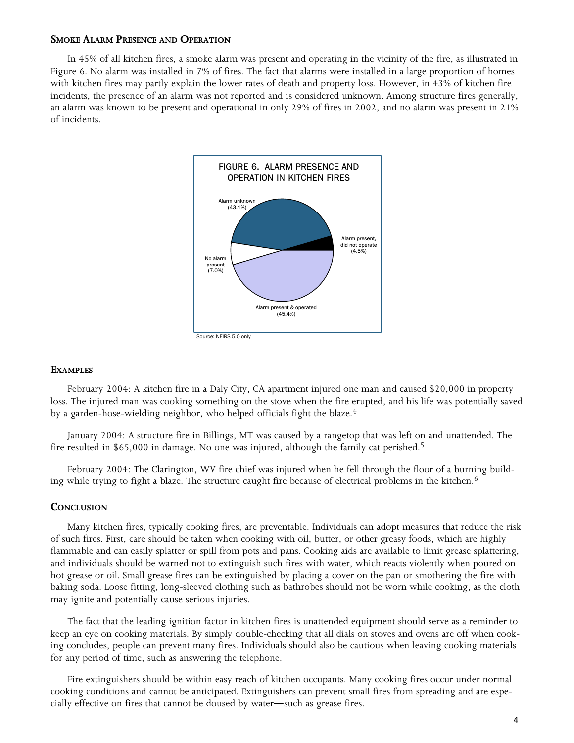## Smoke Alarm Presence and Operation

In 45% of all kitchen fires, a smoke alarm was present and operating in the vicinity of the fire, as illustrated in Figure 6. No alarm was installed in 7% of fires. The fact that alarms were installed in a large proportion of homes with kitchen fires may partly explain the lower rates of death and property loss. However, in 43% of kitchen fire incidents, the presence of an alarm was not reported and is considered unknown. Among structure fires generally, an alarm was known to be present and operational in only 29% of fires in 2002, and no alarm was present in 21% of incidents.

FIGURE 6. ALARM PRESENCE AND OPERATION IN KITCHEN FIRES

| Category | Percent |
|---|---|
| Alarm unknown | 43.1% |
| Alarm present, did not operate | 4.5% |
| Alarm present & operated | 45.4% |
| No alarm present | 7.0% |

Source: NFIRS 5.0 only

## Examples

February 2004: A kitchen fire in a Daly City, CA apartment injured one man and caused $20,000 in property loss. The injured man was cooking something on the stove when the fire erupted, and his life was potentially saved by a garden-hose-wielding neighbor, who helped officials fight the blaze.[4]

January 2004: A structure fire in Billings, MT was caused by a rangetop that was left on and unattended. The fire resulted in $65,000 in damage. No one was injured, although the family cat perished.[5]

February 2004: The Clarington, WV fire chief was injured when he fell through the floor of a burning building while trying to fight a blaze. The structure caught fire because of electrical problems in the kitchen.[6]

## Conclusion

Many kitchen fires, typically cooking fires, are preventable. Individuals can adopt measures that reduce the risk of such fires. First, care should be taken when cooking with oil, butter, or other greasy foods, which are highly flammable and can easily splatter or spill from pots and pans. Cooking aids are available to limit grease splattering, and individuals should be warned not to extinguish such fires with water, which reacts violently when poured on hot grease or oil. Small grease fires can be extinguished by placing a cover on the pan or smothering the fire with baking soda. Loose fitting, long-sleeved clothing such as bathrobes should not be worn while cooking, as the cloth may ignite and potentially cause serious injuries.

The fact that the leading ignition factor in kitchen fires is unattended equipment should serve as a reminder to keep an eye on cooking materials. By simply double-checking that all dials on stoves and ovens are off when cooking concludes, people can prevent many fires. Individuals should also be cautious when leaving cooking materials for any period of time, such as answering the telephone.

Fire extinguishers should be within easy reach of kitchen occupants. Many cooking fires occur under normal cooking conditions and cannot be anticipated. Extinguishers can prevent small fires from spreading and are especially effective on fires that cannot be doused by water—such as grease fires.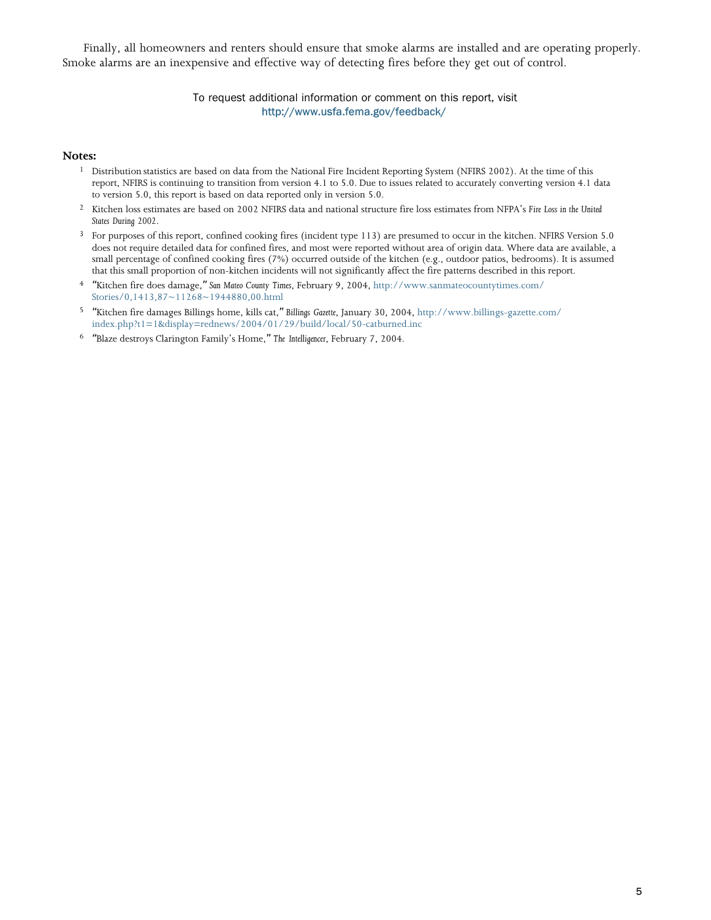Finally, all homeowners and renters should ensure that smoke alarms are installed and are operating properly. Smoke alarms are an inexpensive and effective way of detecting fires before they get out of control.

To request additional information or comment on this report, visit http://www.usfa.fema.gov/feedback/

**Notes:**

1. Distribution statistics are based on data from the National Fire Incident Reporting System (NFIRS 2002). At the time of this report, NFIRS is continuing to transition from version 4.1 to 5.0. Due to issues related to accurately converting version 4.1 data to version 5.0, this report is based on data reported only in version 5.0.
2. Kitchen loss estimates are based on 2002 NFIRS data and national structure fire loss estimates from NFPA's *Fire Loss in the United States During 2002*.
3. For purposes of this report, confined cooking fires (incident type 113) are presumed to occur in the kitchen. NFIRS Version 5.0 does not require detailed data for confined fires, and most were reported without area of origin data. Where data are available, a small percentage of confined cooking fires (7%) occurred outside of the kitchen (e.g., outdoor patios, bedrooms). It is assumed that this small proportion of non-kitchen incidents will not significantly affect the fire patterns described in this report.
4. "Kitchen fire does damage," *San Mateo County Times*, February 9, 2004, http://www.sanmateocountytimes.com/Stories/0,1413,87~11268~1944880,00.html
5. "Kitchen fire damages Billings home, kills cat," *Billings Gazette*, January 30, 2004, http://www.billings-gazette.com/index.php?t1=1&display=rednews/2004/01/29/build/local/50-catburned.inc
6. "Blaze destroys Clarington Family's Home," *The Intelligencer*, February 7, 2004.